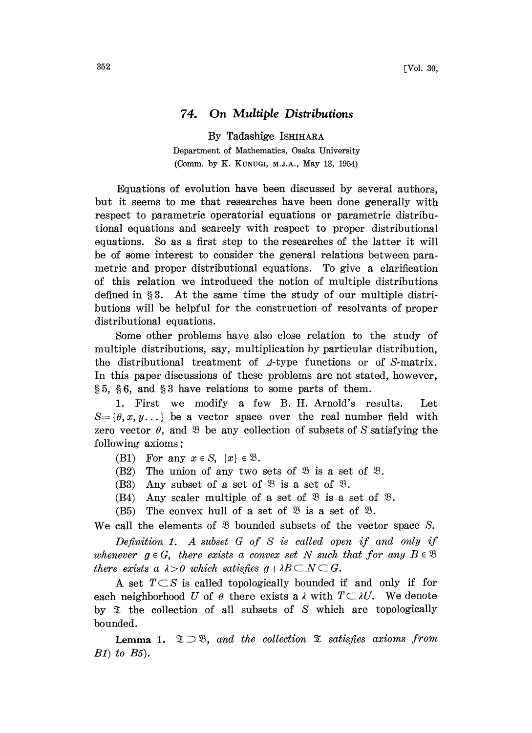# 74. On Multiple Distributions

By Tadashige ISHIHARA

Department of Mathematics, Osaka University
(Comm. by K. KUNUGI, M.J.A., May 13, 1954)

Equations of evolution have been discussed by several authors, but it seems to me that researches have been done generally with respect to parametric operatorial equations or parametric distributional equations and scarcely with respect to proper distributional equations. So as a first step to the researches of the latter it will be of some interest to consider the general relations between parametric and proper distributional equations. To give a clarification of this relation we introduced the notion of multiple distributions defined in §3. At the same time the study of our multiple distributions will be helpful for the construction of resolvants of proper distributional equations.

Some other problems have also close relation to the study of multiple distributions, say, multiplication by particular distribution, the distributional treatment of $\Delta$-type functions or of $S$-matrix. In this paper discussions of these problems are not stated, however, §5, §6, and §3 have relations to some parts of them.

1. First we modify a few B. H. Arnold's results. Let $S=\{\theta, x, y\dots\}$ be a vector space over the real number field with zero vector $\theta$, and $\mathfrak{B}$ be any collection of subsets of $S$ satisfying the following axioms;

(B1) For any $x \in S$, $\{x\} \in \mathfrak{B}$.

(B2) The union of any two sets of $\mathfrak{B}$ is a set of $\mathfrak{B}$.

(B3) Any subset of a set of $\mathfrak{B}$ is a set of $\mathfrak{B}$.

(B4) Any scaler multiple of a set of $\mathfrak{B}$ is a set of $\mathfrak{B}$.

(B5) The convex hull of a set of $\mathfrak{B}$ is a set of $\mathfrak{B}$.

We call the elements of $\mathfrak{B}$ bounded subsets of the vector space $S$.

*Definition 1. A subset $G$ of $S$ is called open if and only if whenever $g \in G$, there exists a convex set $N$ such that for any $B \in \mathfrak{B}$ there exists a $\lambda > 0$ which satisfies $g + \lambda B \subset N \subset G$.*

A set $T \subset S$ is called topologically bounded if and only if for each neighborhood $U$ of $\theta$ there exists a $\lambda$ with $T \subset \lambda U$. We denote by $\mathfrak{T}$ the collection of all subsets of $S$ which are topologically bounded.

**Lemma 1.** *$\mathfrak{T} \supset \mathfrak{B}$, and the collection $\mathfrak{T}$ satisfies axioms from B1) to B5).*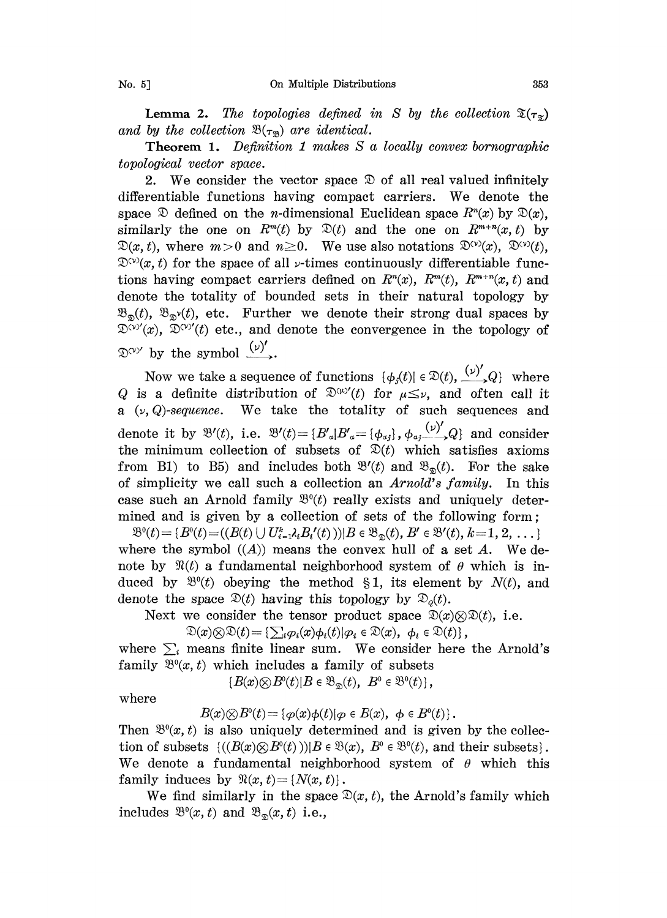**Lemma 2.** *The topologies defined in $S$ by the collection $\mathfrak{T}(\tau_{\mathfrak{T}})$ and by the collection $\mathfrak{B}(\tau_{\mathfrak{B}})$ are identical.*

**Theorem 1.** *Definition 1 makes $S$ a locally convex bornographic topological vector space.*

2. We consider the vector space $\mathfrak{D}$ of all real valued infinitely differentiable functions having compact carriers. We denote the space $\mathfrak{D}$ defined on the $n$-dimensional Euclidean space $R^n(x)$ by $\mathfrak{D}(x)$, similarly the one on $R^m(t)$ by $\mathfrak{D}(t)$ and the one on $R^{m+n}(x, t)$ by $\mathfrak{D}(x, t)$, where $m>0$ and $n\geq 0$. We use also notations $\mathfrak{D}^{(\nu)}(x)$, $\mathfrak{D}^{(\nu)}(t)$, $\mathfrak{D}^{(\nu)}(x, t)$ for the space of all $\nu$-times continuously differentiable functions having compact carriers defined on $R^n(x)$, $R^m(t)$, $R^{m+n}(x, t)$ and denote the totality of bounded sets in their natural topology by $\mathfrak{B}_{\mathfrak{D}}(t)$, $\mathfrak{B}_{\mathfrak{D}^\nu}(t)$, etc. Further we denote their strong dual spaces by $\mathfrak{D}^{(\nu)\prime}(x)$, $\mathfrak{D}^{(\nu)\prime}(t)$ etc., and denote the convergence in the topology of $\mathfrak{D}^{(\nu)\prime}$ by the symbol $\xrightarrow{(\nu)'}$.

Now we take a sequence of functions $\{\phi_j(t)| \in \mathfrak{D}(t), \xrightarrow{(\nu)'} Q\}$ where $Q$ is a definite distribution of $\mathfrak{D}^{(\mu)\prime}(t)$ for $\mu\leq\nu$, and often call it a *$(\nu, Q)$-sequence*. We take the totality of such sequences and denote it by $\mathfrak{B}'(t)$, i.e. $\mathfrak{B}'(t)=\{B'_a|B'_a=\{\phi_{aj}\}, \phi_{aj}\xrightarrow{(\nu)'}Q\}$ and consider the minimum collection of subsets of $\mathfrak{D}(t)$ which satisfies axioms from B1) to B5) and includes both $\mathfrak{B}'(t)$ and $\mathfrak{B}_{\mathfrak{D}}(t)$. For the sake of simplicity we call such a collection an *Arnold's family*. In this case such an Arnold family $\mathfrak{B}^0(t)$ really exists and uniquely determined and is given by a collection of sets of the following form;

$\mathfrak{B}^0(t)=\{B^0(t)=((B(t)\cup U_{i=1}^k \lambda_i B_i'(t)))|B\in\mathfrak{B}_{\mathfrak{D}}(t), B'\in\mathfrak{B}'(t), k=1, 2, \dots\}$

where the symbol $((A))$ means the convex hull of a set $A$. We denote by $\mathfrak{N}(t)$ a fundamental neighborhood system of $\theta$ which is induced by $\mathfrak{B}^0(t)$ obeying the method §1, its element by $N(t)$, and denote the space $\mathfrak{D}(t)$ having this topology by $\mathfrak{D}_Q(t)$.

Next we consider the tensor product space $\mathfrak{D}(x)\otimes\mathfrak{D}(t)$, i.e.

$$\mathfrak{D}(x)\otimes\mathfrak{D}(t)=\{\textstyle\sum_i\varphi_i(x)\phi_i(t)|\varphi_i\in\mathfrak{D}(x),\ \phi_i\in\mathfrak{D}(t)\},$$

where $\sum_i$ means finite linear sum. We consider here the Arnold's family $\mathfrak{B}^0(x, t)$ which includes a family of subsets

$$\{B(x)\otimes B^0(t)|B\in\mathfrak{B}_{\mathfrak{D}}(t),\ B^0\in\mathfrak{B}^0(t)\},$$

where

$$B(x)\otimes B^0(t)=\{\varphi(x)\phi(t)|\varphi\in B(x),\ \phi\in B^0(t)\}.$$

Then $\mathfrak{B}^0(x, t)$ is also uniquely determined and is given by the collection of subsets $\{((B(x)\otimes B^0(t)))|B\in\mathfrak{B}(x),\ B^0\in\mathfrak{B}^0(t)$, and their subsets$\}$. We denote a fundamental neighborhood system of $\theta$ which this family induces by $\mathfrak{N}(x, t)=\{N(x, t)\}$.

We find similarly in the space $\mathfrak{D}(x, t)$, the Arnold's family which includes $\mathfrak{B}^0(x, t)$ and $\mathfrak{B}_{\mathfrak{D}}(x, t)$ i.e.,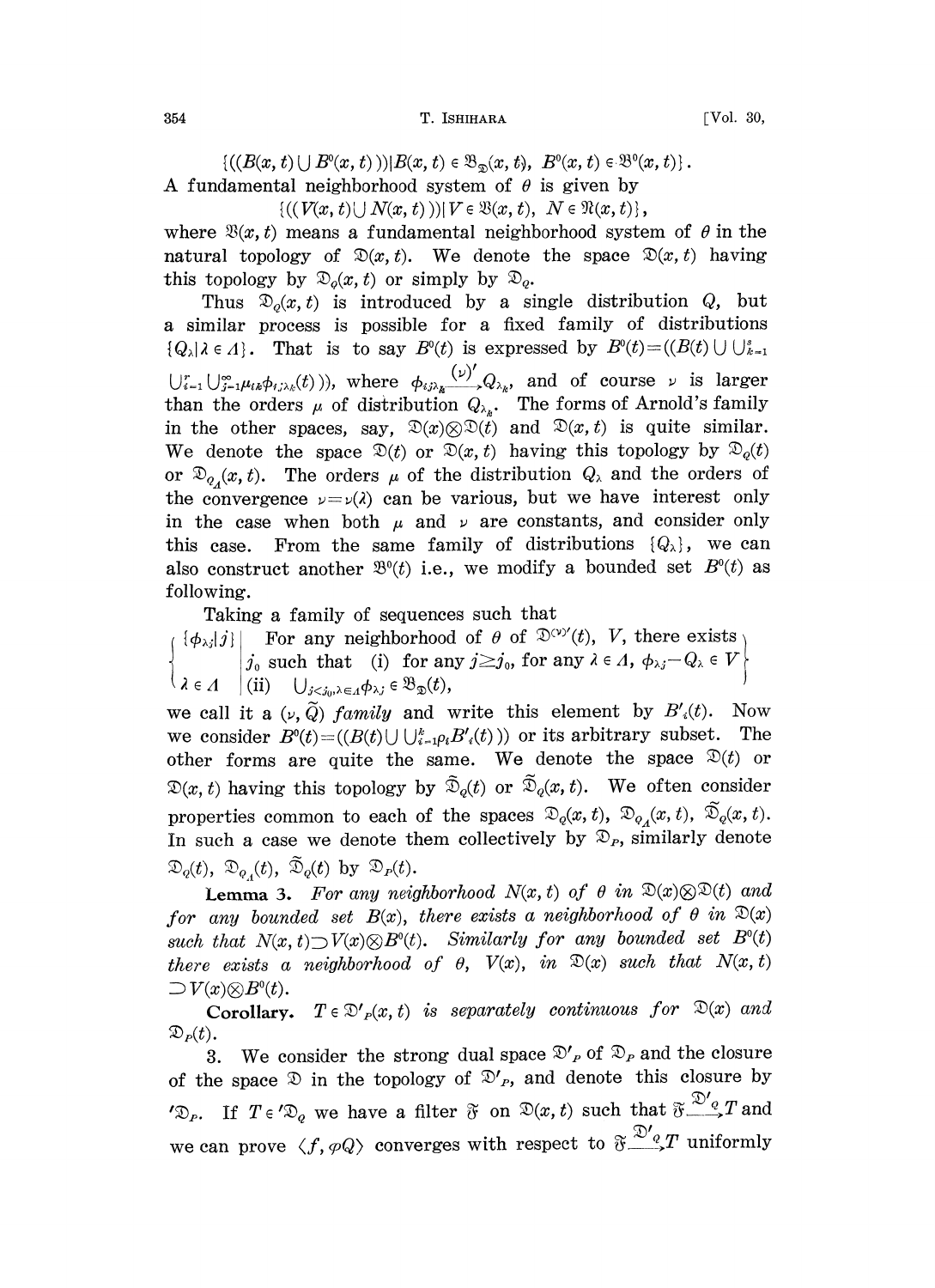$\{((B(x,t) \cup B^0(x,t)))| B(x,t) \in \mathfrak{B}_{\mathfrak{D}}(x,t),\ B^0(x,t) \in \mathfrak{B}^0(x,t)\}$.
A fundamental neighborhood system of $\theta$ is given by

$$\{((V(x,t) \cup N(x,t)))| V \in \mathfrak{V}(x,t),\ N \in \mathfrak{N}(x,t)\},$$

where $\mathfrak{V}(x,t)$ means a fundamental neighborhood system of $\theta$ in the natural topology of $\mathfrak{D}(x,t)$. We denote the space $\mathfrak{D}(x,t)$ having this topology by $\mathfrak{D}_Q(x,t)$ or simply by $\mathfrak{D}_Q$.

Thus $\mathfrak{D}_Q(x,t)$ is introduced by a single distribution $Q$, but a similar process is possible for a fixed family of distributions $\{Q_\lambda | \lambda \in \Lambda\}$. That is to say $B^0(t)$ is expressed by $B^0(t) = ((B(t) \cup \bigcup_{k=1}^{s} \bigcup_{i=1}^{r} \bigcup_{j=1}^{\infty} \mu_{ik}\phi_{ij\lambda_k}(t)))$, where $\phi_{ij\lambda_k} \xrightarrow{(\nu)'} Q_{\lambda_k}$, and of course $\nu$ is larger than the orders $\mu$ of distribution $Q_{\lambda_k}$. The forms of Arnold's family in the other spaces, say, $\mathfrak{D}(x) \otimes \mathfrak{D}(t)$ and $\mathfrak{D}(x,t)$ is quite similar. We denote the space $\mathfrak{D}(t)$ or $\mathfrak{D}(x,t)$ having this topology by $\mathfrak{D}_Q(t)$ or $\mathfrak{D}_{Q_\Lambda}(x,t)$. The orders $\mu$ of the distribution $Q_\lambda$ and the orders of the convergence $\nu = \nu(\lambda)$ can be various, but we have interest only in the case when both $\mu$ and $\nu$ are constants, and consider only this case. From the same family of distributions $\{Q_\lambda\}$, we can also construct another $\mathfrak{B}^0(t)$ i.e., we modify a bounded set $B^0(t)$ as following.

Taking a family of sequences such that

$$\left\{ \begin{array}{l|l} \{\phi_{\lambda j} | j\} & \text{For any neighborhood of } \theta \text{ of } \mathfrak{D}^{(\nu)'}(t),\ V, \text{ there exists} \\ & j_0 \text{ such that (i) for any } j \geq j_0, \text{ for any } \lambda \in \Lambda,\ \phi_{\lambda j} - Q_\lambda \in V \\ \lambda \in \Lambda & \text{(ii) } \bigcup_{j<j_0, \lambda \in \Lambda} \phi_{\lambda j} \in \mathfrak{B}_{\mathfrak{D}}(t), \end{array} \right\}$$

we call it a $(\nu, \tilde{Q})$ *family* and write this element by $B'_i(t)$. Now we consider $B^0(t) = ((B(t) \cup \bigcup_{i=1}^{k} \rho_i B'_i(t)))$ or its arbitrary subset. The other forms are quite the same. We denote the space $\mathfrak{D}(t)$ or $\mathfrak{D}(x,t)$ having this topology by $\tilde{\mathfrak{D}}_Q(t)$ or $\tilde{\mathfrak{D}}_Q(x,t)$. We often consider properties common to each of the spaces $\mathfrak{D}_Q(x,t)$, $\mathfrak{D}_{Q_\Lambda}(x,t)$, $\tilde{\mathfrak{D}}_Q(x,t)$. In such a case we denote them collectively by $\mathfrak{D}_P$, similarly denote $\mathfrak{D}_Q(t)$, $\mathfrak{D}_{Q_\Lambda}(t)$, $\tilde{\mathfrak{D}}_Q(t)$ by $\mathfrak{D}_P(t)$.

**Lemma 3.** *For any neighborhood $N(x,t)$ of $\theta$ in $\mathfrak{D}(x) \otimes \mathfrak{D}(t)$ and for any bounded set $B(x)$, there exists a neighborhood of $\theta$ in $\mathfrak{D}(x)$ such that $N(x,t) \supset V(x) \otimes B^0(t)$. Similarly for any bounded set $B^0(t)$ there exists a neighborhood of $\theta$, $V(x)$, in $\mathfrak{D}(x)$ such that $N(x,t) \supset V(x) \otimes B^0(t)$.*

**Corollary.** *$T \in \mathfrak{D}'_P(x,t)$ is separately continuous for $\mathfrak{D}(x)$ and $\mathfrak{D}_P(t)$.*

3. We consider the strong dual space $\mathfrak{D}'_P$ of $\mathfrak{D}_P$ and the closure of the space $\mathfrak{D}$ in the topology of $\mathfrak{D}'_P$, and denote this closure by ${}'\mathfrak{D}_P$. If $T \in {}'\mathfrak{D}_Q$ we have a filter $\mathfrak{F}$ on $\mathfrak{D}(x,t)$ such that $\mathfrak{F} \xrightarrow{\mathfrak{D}'_Q} T$ and we can prove $\langle f, \varphi Q \rangle$ converges with respect to $\mathfrak{F} \xrightarrow{\mathfrak{D}'_Q} T$ uniformly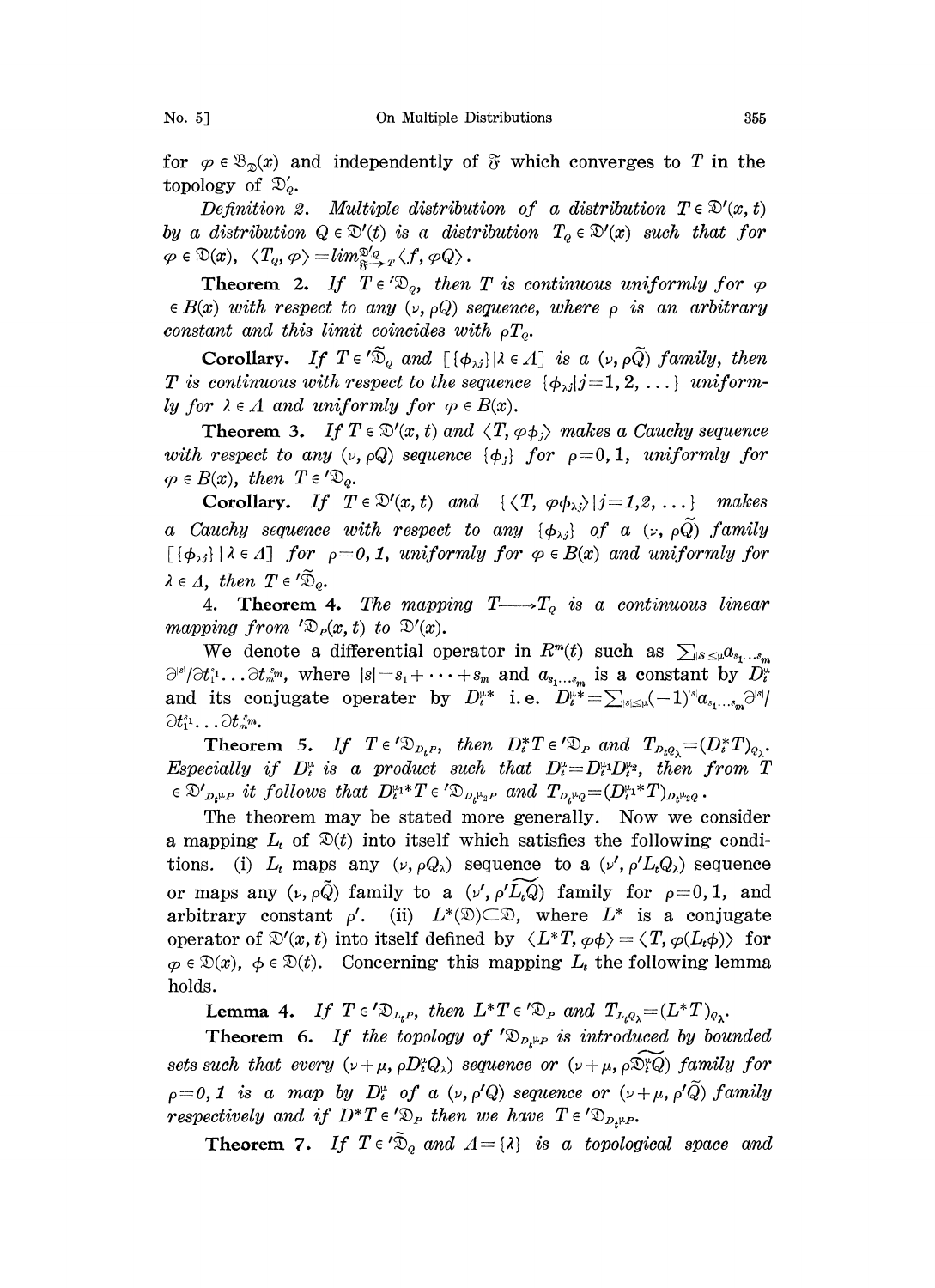for $\varphi \in \mathfrak{B}_{\mathfrak{D}}(x)$ and independently of $\mathfrak{F}$ which converges to $T$ in the topology of $\mathfrak{D}'_Q$.

*Definition 2. Multiple distribution of a distribution $T \in \mathfrak{D}'(x, t)$ by a distribution $Q \in \mathfrak{D}'(t)$ is a distribution $T_Q \in \mathfrak{D}'(x)$ such that for $\varphi \in \mathfrak{D}(x)$, $\langle T_Q, \varphi \rangle = lim^{\mathfrak{D}'_Q}_{\mathfrak{F} \to T} \langle f, \varphi Q \rangle$.*

**Theorem 2.** *If $T \in {}'\mathfrak{D}_Q$, then $T$ is continuous uniformly for $\varphi \in B(x)$ with respect to any $(\nu, \rho Q)$ sequence, where $\rho$ is an arbitrary constant and this limit coincides with $\rho T_Q$.*

**Corollary.** *If $T \in {}'\tilde{\mathfrak{D}}_Q$ and $[\{\phi_{\lambda j}\} | \lambda \in \Lambda]$ is a $(\nu, \rho \tilde{Q})$ family, then $T$ is continuous with respect to the sequence $\{\phi_{\lambda j} | j = 1, 2, \ldots\}$ uniformly for $\lambda \in \Lambda$ and uniformly for $\varphi \in B(x)$.*

**Theorem 3.** *If $T \in \mathfrak{D}'(x, t)$ and $\langle T, \varphi \phi_j \rangle$ makes a Cauchy sequence with respect to any $(\nu, \rho Q)$ sequence $\{\phi_j\}$ for $\rho = 0, 1$, uniformly for $\varphi \in B(x)$, then $T \in {}'\mathfrak{D}_Q$.*

**Corollary.** *If $T \in \mathfrak{D}'(x, t)$ and $\{\langle T, \varphi \phi_{\lambda j} \rangle | j = 1, 2, \ldots\}$ makes a Cauchy sequence with respect to any $\{\phi_{\lambda j}\}$ of a $(\nu, \rho \tilde{Q})$ family $[\{\phi_{\lambda j}\} | \lambda \in \Lambda]$ for $\rho = 0, 1$, uniformly for $\varphi \in B(x)$ and uniformly for $\lambda \in \Lambda$, then $T \in {}'\tilde{\mathfrak{D}}_Q$.*

4. **Theorem 4.** *The mapping $T \longrightarrow T_Q$ is a continuous linear mapping from ${}'\mathfrak{D}_P(x, t)$ to $\mathfrak{D}'(x)$.*

We denote a differential operator in $R^m(t)$ such as $\sum_{|s| \le \mu} a_{s_1 \ldots s_m} \partial^{|s|} / \partial t_1^{s_1} \ldots \partial t_m^{s_m}$, where $|s| = s_1 + \cdots + s_m$ and $a_{s_1 \ldots s_m}$ is a constant by $D_t^\mu$ and its conjugate operater by $D_t^{\mu *}$ i.e. $D_t^{\mu *} = \sum_{|s| \le \mu} (-1)^{|s|} a_{s_1 \ldots s_m} \partial^{|s|} / \partial t_1^{s_1} \ldots \partial t_m^{s_m}$.

**Theorem 5.** *If $T \in {}'\mathfrak{D}_{D_t P}$, then $D_t^* T \in {}'\mathfrak{D}_P$ and $T_{D_t Q_\lambda} = (D_t^* T)_{Q_\lambda}$. Especially if $D_t^\mu$ is a product such that $D_t^\mu = D_t^{\mu_1} D_t^{\mu_2}$, then from $T \in \mathfrak{D}'_{D_t^\mu P}$ it follows that $D_t^{\mu_1 *} T \in {}'\mathfrak{D}_{D_t^{\mu_2} P}$ and $T_{D_t^\mu Q} = (D_t^{\mu_1 *} T)_{D_t^{\mu_2} Q}$.*

The theorem may be stated more generally. Now we consider a mapping $L_t$ of $\mathfrak{D}(t)$ into itself which satisfies the following conditions. (i) $L_t$ maps any $(\nu, \rho Q_\lambda)$ sequence to a $(\nu', \rho' L_t Q_\lambda)$ sequence or maps any $(\nu, \rho \tilde{Q})$ family to a $(\nu', \rho' \widetilde{L_t Q})$ family for $\rho = 0, 1$, and arbitrary constant $\rho'$. (ii) $L^*(\mathfrak{D}) \subset \mathfrak{D}$, where $L^*$ is a conjugate operator of $\mathfrak{D}'(x, t)$ into itself defined by $\langle L^* T, \varphi \phi \rangle = \langle T, \varphi (L_t \phi) \rangle$ for $\varphi \in \mathfrak{D}(x)$, $\phi \in \mathfrak{D}(t)$. Concerning this mapping $L_t$ the following lemma holds.

**Lemma 4.** *If $T \in {}'\mathfrak{D}_{L_t P}$, then $L^* T \in {}'\mathfrak{D}_P$ and $T_{L_t Q_\lambda} = (L^* T)_{Q_\lambda}$.*

**Theorem 6.** *If the topology of ${}'\mathfrak{D}_{D_t^\mu P}$ is introduced by bounded sets such that every $(\nu + \mu, \rho D_t^\mu Q_\lambda)$ sequence or $(\nu + \mu, \rho \widetilde{\mathfrak{D}_t^\mu Q})$ family for $\rho = 0, 1$ is a map by $D_t^\mu$ of a $(\nu, \rho' Q)$ sequence or $(\nu + \mu, \rho' \tilde{Q})$ family respectively and if $D^* T \in {}'\mathfrak{D}_P$ then we have $T \in {}'\mathfrak{D}_{D_t^\mu P}$.*

**Theorem 7.** *If $T \in {}'\tilde{\mathfrak{D}}_Q$ and $\Lambda = \{\lambda\}$ is a topological space and*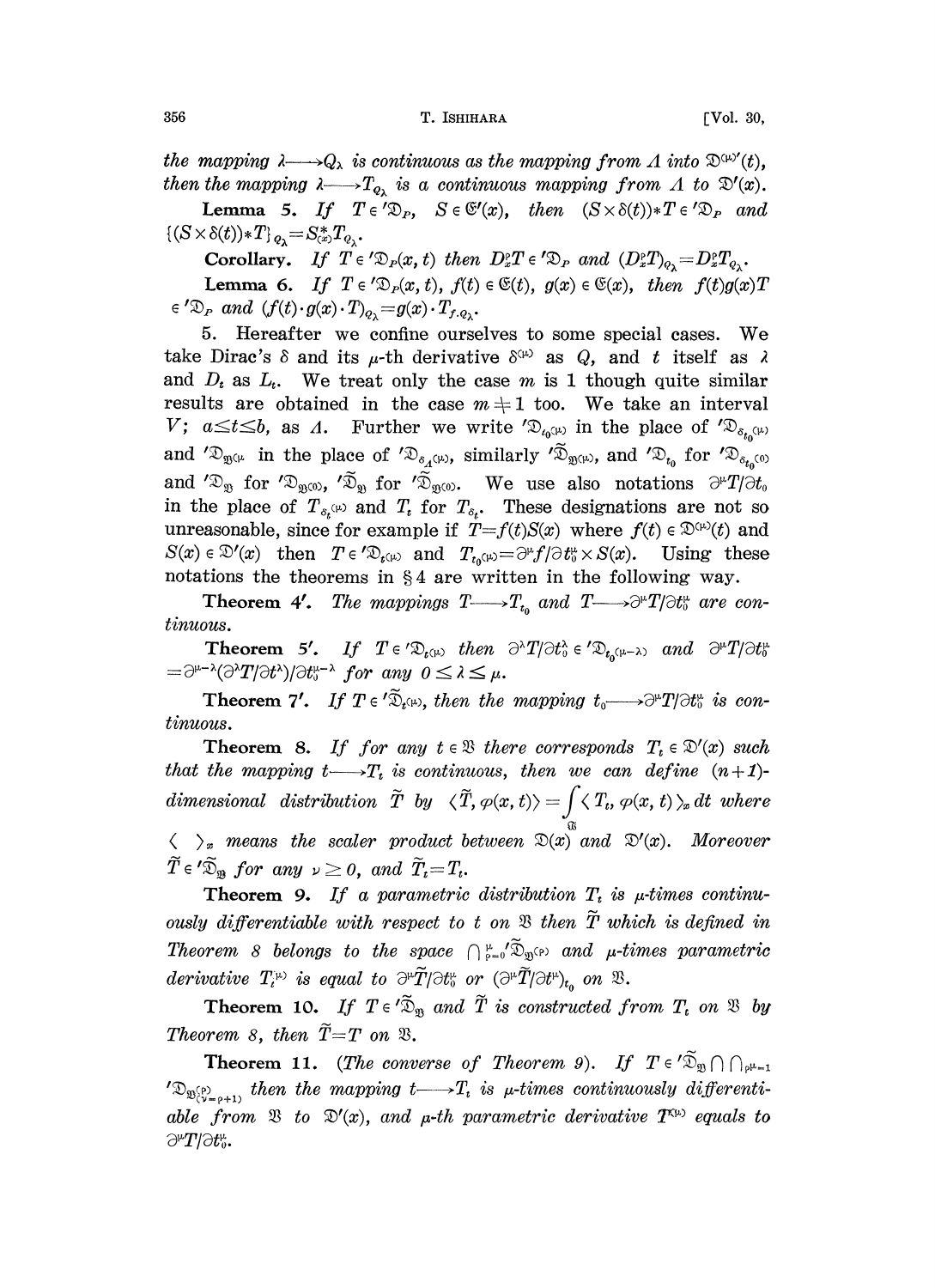the mapping $\lambda \longrightarrow Q_\lambda$ is continuous as the mapping from $\Lambda$ into $\mathfrak{D}^{(\mu)'}(t)$, then the mapping $\lambda \longrightarrow T_{Q_\lambda}$ is a continuous mapping from $\Lambda$ to $\mathfrak{D}'(x)$.

**Lemma 5.** *If $T \in {}'\mathfrak{D}_P$, $S \in \mathfrak{E}'(x)$, then $(S \times \delta(t)) * T \in {}'\mathfrak{D}_P$ and $\{(S \times \delta(t)) * T\}_{Q_\lambda} = S^*_{(x)} T_{Q_\lambda}$.*

**Corollary.** *If $T \in {}'\mathfrak{D}_P(x,t)$ then $D^p_x T \in {}'\mathfrak{D}_P$ and $(D^p_x T)_{Q_\lambda} = D^p_x T_{Q_\lambda}$.*

**Lemma 6.** *If $T \in {}'\mathfrak{D}_P(x,t)$, $f(t) \in \mathfrak{E}(t)$, $g(x) \in \mathfrak{E}(x)$, then $f(t)g(x)T \in {}'\mathfrak{D}_P$ and $(f(t)\cdot g(x)\cdot T)_{Q_\lambda} = g(x)\cdot T_{f\cdot Q_\lambda}$.*

5. Hereafter we confine ourselves to some special cases. We take Dirac's $\delta$ and its $\mu$-th derivative $\delta^{(\mu)}$ as $Q$, and $t$ itself as $\lambda$ and $D_t$ as $L_t$. We treat only the case $m$ is 1 though quite similar results are obtained in the case $m \neq 1$ too. We take an interval $V$; $a \leq t \leq b$, as $\Lambda$. Further we write ${}'\mathfrak{D}_{t_0^{(\mu)}}$ in the place of ${}'\mathfrak{D}_{\delta_{t_0}^{(\mu)}}$ and ${}'\mathfrak{D}_{\mathfrak{V}^{(\mu)}}$ in the place of ${}'\mathfrak{D}_{\delta_\Lambda^{(\mu)}}$, similarly ${}'\tilde{\mathfrak{D}}_{\mathfrak{V}^{(\mu)}}$, and ${}'\mathfrak{D}_{t_0}$ for ${}'\mathfrak{D}_{\delta_{t_0}^{(0)}}$ and ${}'\mathfrak{D}_{\mathfrak{V}}$ for ${}'\mathfrak{D}_{\mathfrak{V}^{(0)}}$, ${}'\tilde{\mathfrak{D}}_{\mathfrak{V}}$ for ${}'\tilde{\mathfrak{D}}_{\mathfrak{V}^{(0)}}$. We use also notations $\partial^\mu T/\partial t_0$ in the place of $T_{\delta_t^{(\mu)}}$ and $T_t$ for $T_{\delta_t}$. These designations are not so unreasonable, since for example if $T = f(t)S(x)$ where $f(t) \in \mathfrak{D}^{(\mu)}(t)$ and $S(x) \in \mathfrak{D}'(x)$ then $T \in {}'\mathfrak{D}_{t^{(\mu)}}$ and $T_{t_0^{(\mu)}} = \partial^\mu f/\partial t_0^\mu \times S(x)$. Using these notations the theorems in §4 are written in the following way.

**Theorem 4′.** *The mappings $T \longrightarrow T_{t_0}$ and $T \longrightarrow \partial^\mu T/\partial t_0^\mu$ are continuous.*

**Theorem 5′.** *If $T \in {}'\mathfrak{D}_{t^{(\mu)}}$ then $\partial^\lambda T/\partial t_0^\lambda \in {}'\mathfrak{D}_{t_0^{(\mu-\lambda)}}$ and $\partial^\mu T/\partial t_0^\mu = \partial^{\mu-\lambda}(\partial^\lambda T/\partial t^\lambda)/\partial t_0^{\mu-\lambda}$ for any $0 \leq \lambda \leq \mu$.*

**Theorem 7′.** *If $T \in {}'\tilde{\mathfrak{D}}_{t^{(\mu)}}$, then the mapping $t_0 \longrightarrow \partial^\mu T/\partial t_0^\mu$ is continuous.*

**Theorem 8.** *If for any $t \in \mathfrak{V}$ there corresponds $T_t \in \mathfrak{D}'(x)$ such that the mapping $t \longrightarrow T_t$ is continuous, then we can define $(n+1)$-dimensional distribution $\tilde{T}$ by $\langle \tilde{T}, \varphi(x,t)\rangle = \int_{\mathfrak{V}} \langle T_t, \varphi(x,t)\rangle_x dt$ where $\langle\ \rangle_x$ means the scaler product between $\mathfrak{D}(x)$ and $\mathfrak{D}'(x)$. Moreover $\tilde{T} \in {}'\tilde{\mathfrak{D}}_{\mathfrak{V}}$ for any $\nu \geq 0$, and $\tilde{T}_t = T_t$.*

**Theorem 9.** *If a parametric distribution $T_t$ is $\mu$-times continuously differentiable with respect to $t$ on $\mathfrak{V}$ then $\tilde{T}$ which is defined in Theorem 8 belongs to the space $\bigcap_{p=0}^{\mu} {}'\tilde{\mathfrak{D}}_{\mathfrak{V}^{(p)}}$ and $\mu$-times parametric derivative $T_t^{(\mu)}$ is equal to $\partial^\mu \tilde{T}/\partial t_0^\mu$ or $(\partial^\mu \tilde{T}/\partial t^\mu)_{t_0}$ on $\mathfrak{V}$.*

**Theorem 10.** *If $T \in {}'\tilde{\mathfrak{D}}_{\mathfrak{V}}$ and $\tilde{T}$ is constructed from $T_t$ on $\mathfrak{V}$ by Theorem 8, then $\tilde{T} = T$ on $\mathfrak{V}$.*

**Theorem 11.** (The converse of Theorem 9). *If $T \in {}'\tilde{\mathfrak{D}}_{\mathfrak{V}} \cap \bigcap_{p^\mu=1} {}'\mathfrak{D}_{\mathfrak{V}^{(p)}_{(\nu=p+1)}}$ then the mapping $t \longrightarrow T_t$ is $\mu$-times continuously differentiable from $\mathfrak{V}$ to $\mathfrak{D}'(x)$, and $\mu$-th parametric derivative $T^{(\mu)}$ equals to $\partial^\mu T/\partial t_0^\mu$.*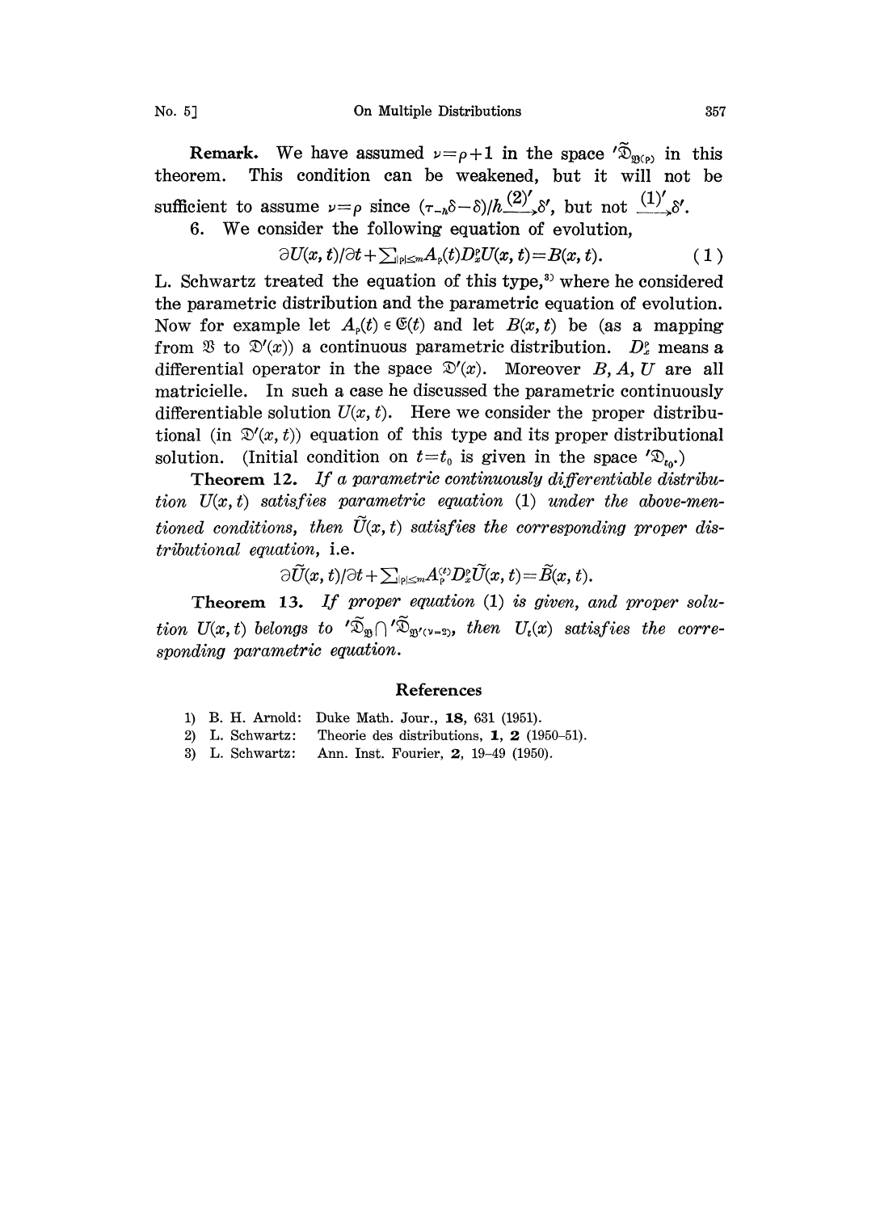**Remark.** We have assumed $\nu=\rho+1$ in the space $'\widetilde{\mathfrak{D}}_{\mathfrak{B}(\rho)}$ in this theorem. This condition can be weakened, but it will not be sufficient to assume $\nu=\rho$ since $(\tau_{-h}\delta-\delta)/h \xrightarrow{(2)'} \delta'$, but not $\xrightarrow{(1)'} \delta'$.

6. We consider the following equation of evolution,

$$\partial U(x,t)/\partial t+\sum_{|p|\leq m} A_p(t) D_x^p U(x,t)=B(x,t). \tag{1}$$

L. Schwartz treated the equation of this type,[3] where he considered the parametric distribution and the parametric equation of evolution. Now for example let $A_p(t)\in \mathfrak{E}(t)$ and let $B(x,t)$ be (as a mapping from $\mathfrak{B}$ to $\mathfrak{D}'(x)$) a continuous parametric distribution. $D_x^p$ means a differential operator in the space $\mathfrak{D}'(x)$. Moreover $B, A, U$ are all matricielle. In such a case he discussed the parametric continuously differentiable solution $U(x,t)$. Here we consider the proper distributional (in $\mathfrak{D}'(x,t)$) equation of this type and its proper distributional solution. (Initial condition on $t=t_0$ is given in the space $'\mathfrak{D}_{t_0}$.)

**Theorem 12.** *If a parametric continuously differentiable distribution $U(x,t)$ satisfies parametric equation* (1) *under the above-mentioned conditions, then $\widetilde{U}(x,t)$ satisfies the corresponding proper distributional equation*, i.e.

$$\partial \widetilde{U}(x,t)/\partial t+\sum_{|p|\leq m} A_p^{(t)} D_x^p \widetilde{U}(x,t)=\widetilde{B}(x,t).$$

**Theorem 13.** *If proper equation* (1) *is given, and proper solution $U(x,t)$ belongs to $'\widetilde{\mathfrak{D}}_{\mathfrak{B}}\cap{}'\widetilde{\mathfrak{D}}_{\mathfrak{B}'(\nu=2)}$, then $U_t(x)$ satisfies the corresponding parametric equation.*

## References

1) B. H. Arnold: Duke Math. Jour., **18**, 631 (1951).
2) L. Schwartz: Theorie des distributions, **1**, **2** (1950–51).
3) L. Schwartz: Ann. Inst. Fourier, **2**, 19–49 (1950).